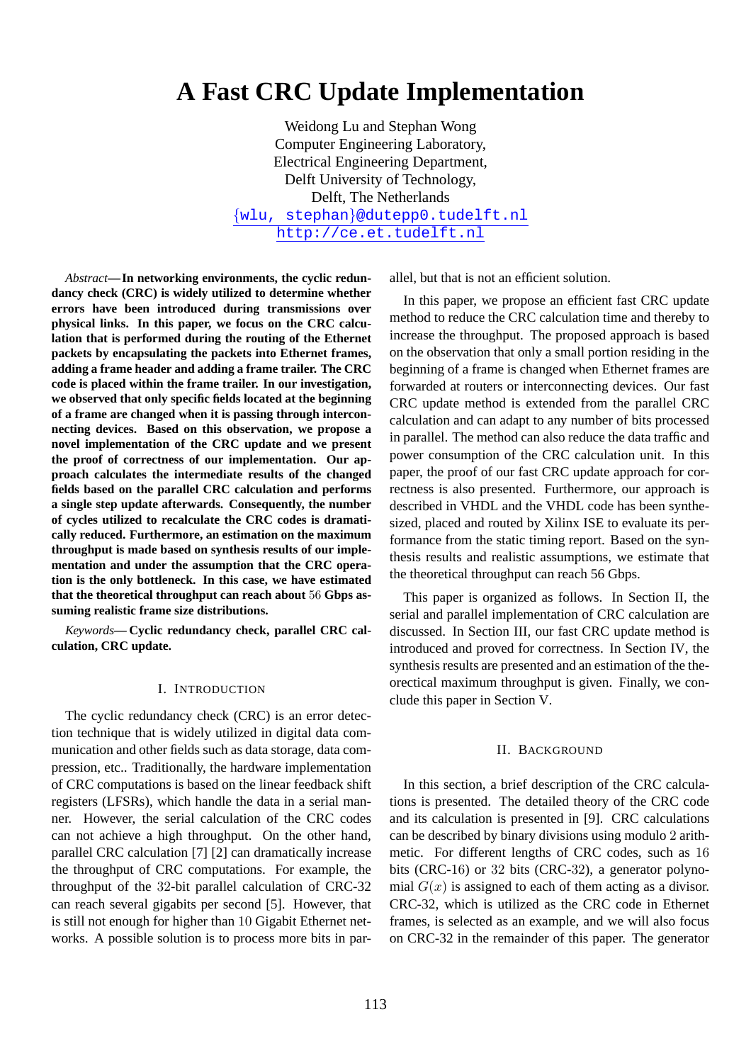# A Fast CRC Update Implementation

Weidong Lu and Stephan Wong
Computer Engineering Laboratory,
Electrical Engineering Department,
Delft University of Technology,
Delft, The Netherlands
{wlu, stephan}@dutepp0.tudelft.nl
http://ce.et.tudelft.nl

*Abstract*—**In networking environments, the cyclic redundancy check (CRC) is widely utilized to determine whether errors have been introduced during transmissions over physical links. In this paper, we focus on the CRC calculation that is performed during the routing of the Ethernet packets by encapsulating the packets into Ethernet frames, adding a frame header and adding a frame trailer. The CRC code is placed within the frame trailer. In our investigation, we observed that only specific fields located at the beginning of a frame are changed when it is passing through interconnecting devices. Based on this observation, we propose a novel implementation of the CRC update and we present the proof of correctness of our implementation. Our approach calculates the intermediate results of the changed fields based on the parallel CRC calculation and performs a single step update afterwards. Consequently, the number of cycles utilized to recalculate the CRC codes is dramatically reduced. Furthermore, an estimation on the maximum throughput is made based on synthesis results of our implementation and under the assumption that the CRC operation is the only bottleneck. In this case, we have estimated that the theoretical throughput can reach about 56 Gbps assuming realistic frame size distributions.**

*Keywords*—**Cyclic redundancy check, parallel CRC calculation, CRC update.**

## I. Introduction

The cyclic redundancy check (CRC) is an error detection technique that is widely utilized in digital data communication and other fields such as data storage, data compression, etc.. Traditionally, the hardware implementation of CRC computations is based on the linear feedback shift registers (LFSRs), which handle the data in a serial manner. However, the serial calculation of the CRC codes can not achieve a high throughput. On the other hand, parallel CRC calculation [7] [2] can dramatically increase the throughput of CRC computations. For example, the throughput of the 32-bit parallel calculation of CRC-32 can reach several gigabits per second [5]. However, that is still not enough for higher than 10 Gigabit Ethernet networks. A possible solution is to process more bits in parallel, but that is not an efficient solution.

In this paper, we propose an efficient fast CRC update method to reduce the CRC calculation time and thereby to increase the throughput. The proposed approach is based on the observation that only a small portion residing in the beginning of a frame is changed when Ethernet frames are forwarded at routers or interconnecting devices. Our fast CRC update method is extended from the parallel CRC calculation and can adapt to any number of bits processed in parallel. The method can also reduce the data traffic and power consumption of the CRC calculation unit. In this paper, the proof of our fast CRC update approach for correctness is also presented. Furthermore, our approach is described in VHDL and the VHDL code has been synthesized, placed and routed by Xilinx ISE to evaluate its performance from the static timing report. Based on the synthesis results and realistic assumptions, we estimate that the theoretical throughput can reach 56 Gbps.

This paper is organized as follows. In Section II, the serial and parallel implementation of CRC calculation are discussed. In Section III, our fast CRC update method is introduced and proved for correctness. In Section IV, the synthesis results are presented and an estimation of the theorectical maximum throughput is given. Finally, we conclude this paper in Section V.

## II. Background

In this section, a brief description of the CRC calculations is presented. The detailed theory of the CRC code and its calculation is presented in [9]. CRC calculations can be described by binary divisions using modulo 2 arithmetic. For different lengths of CRC codes, such as 16 bits (CRC-16) or 32 bits (CRC-32), a generator polynomial $G(x)$ is assigned to each of them acting as a divisor. CRC-32, which is utilized as the CRC code in Ethernet frames, is selected as an example, and we will also focus on CRC-32 in the remainder of this paper. The generator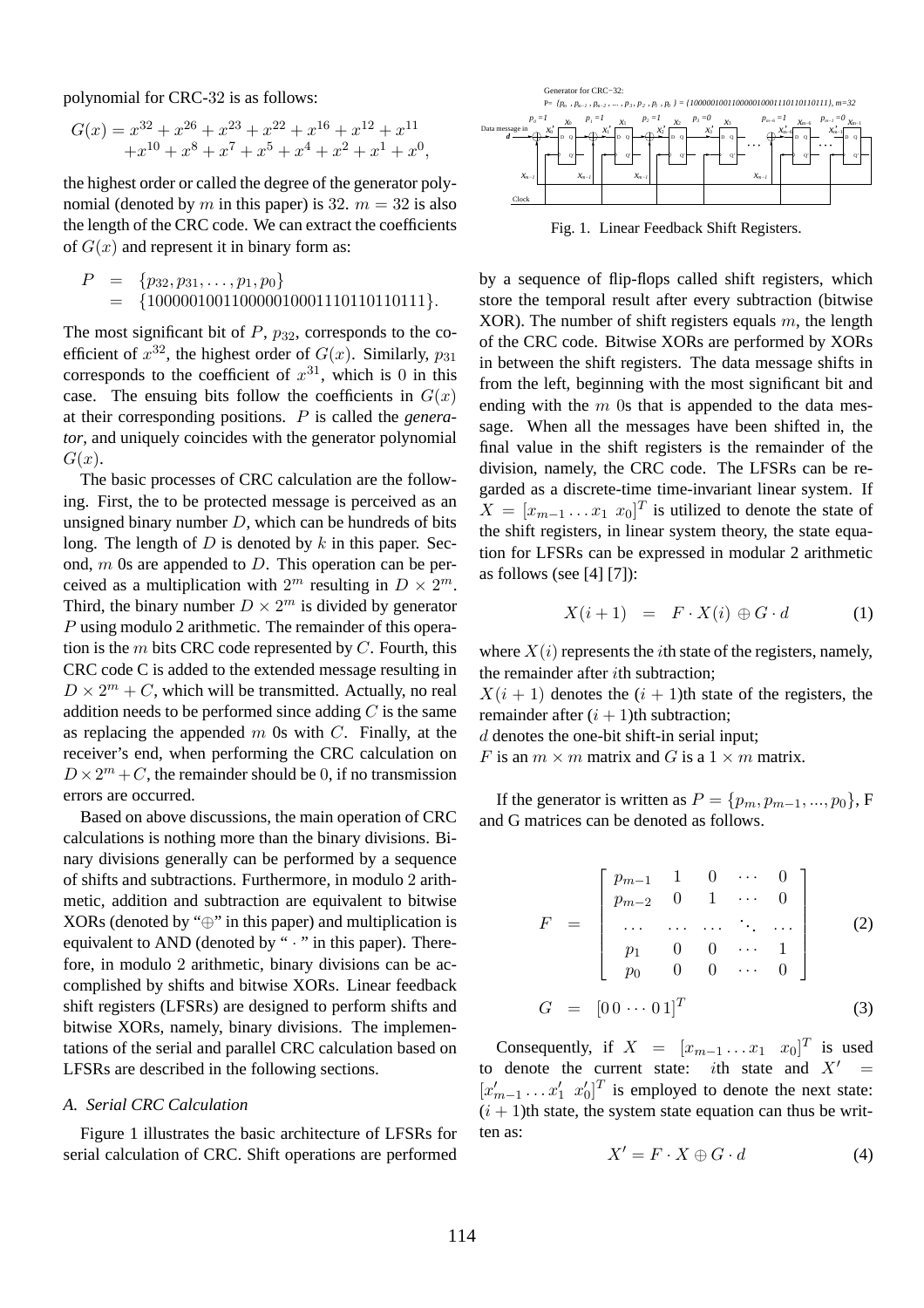polynomial for CRC-32 is as follows:

$$G(x) = x^{32} + x^{26} + x^{23} + x^{22} + x^{16} + x^{12} + x^{11} + x^{10} + x^8 + x^7 + x^5 + x^4 + x^2 + x^1 + x^0,$$

the highest order or called the degree of the generator polynomial (denoted by $m$ in this paper) is 32. $m = 32$ is also the length of the CRC code. We can extract the coefficients of $G(x)$ and represent it in binary form as:

$$\begin{aligned} P &= \{p_{32}, p_{31}, \ldots, p_1, p_0\} \\ &= \{100000100110000010001110110110111\}. \end{aligned}$$

The most significant bit of $P$, $p_{32}$, corresponds to the coefficient of $x^{32}$, the highest order of $G(x)$. Similarly, $p_{31}$ corresponds to the coefficient of $x^{31}$, which is 0 in this case. The ensuing bits follow the coefficients in $G(x)$ at their corresponding positions. $P$ is called the *generator*, and uniquely coincides with the generator polynomial $G(x)$.

The basic processes of CRC calculation are the following. First, the to be protected message is perceived as an unsigned binary number $D$, which can be hundreds of bits long. The length of $D$ is denoted by $k$ in this paper. Second, $m$ 0s are appended to $D$. This operation can be perceived as a multiplication with $2^m$ resulting in $D \times 2^m$. Third, the binary number $D \times 2^m$ is divided by generator $P$ using modulo 2 arithmetic. The remainder of this operation is the $m$ bits CRC code represented by $C$. Fourth, this CRC code C is added to the extended message resulting in $D \times 2^m + C$, which will be transmitted. Actually, no real addition needs to be performed since adding $C$ is the same as replacing the appended $m$ 0s with $C$. Finally, at the receiver's end, when performing the CRC calculation on $D \times 2^m + C$, the remainder should be 0, if no transmission errors are occurred.

Based on above discussions, the main operation of CRC calculations is nothing more than the binary divisions. Binary divisions generally can be performed by a sequence of shifts and subtractions. Furthermore, in modulo 2 arithmetic, addition and subtraction are equivalent to bitwise XORs (denoted by "$\oplus$" in this paper) and multiplication is equivalent to AND (denoted by "$\cdot$" in this paper). Therefore, in modulo 2 arithmetic, binary divisions can be accomplished by shifts and bitwise XORs. Linear feedback shift registers (LFSRs) are designed to perform shifts and bitwise XORs, namely, binary divisions. The implementations of the serial and parallel CRC calculation based on LFSRs are described in the following sections.

### *A. Serial CRC Calculation*

Figure 1 illustrates the basic architecture of LFSRs for serial calculation of CRC. Shift operations are performed by a sequence of flip-flops called shift registers, which store the temporal result after every subtraction (bitwise XOR). The number of shift registers equals $m$, the length of the CRC code. Bitwise XORs are performed by XORs in between the shift registers. The data message shifts in from the left, beginning with the most significant bit and ending with the $m$ 0s that is appended to the data message. When all the messages have been shifted in, the final value in the shift registers is the remainder of the division, namely, the CRC code. The LFSRs can be regarded as a discrete-time time-invariant linear system. If $X = [x_{m-1} \ldots x_1 \;\; x_0]^T$ is utilized to denote the state of the shift registers, in linear system theory, the state equation for LFSRs can be expressed in modular 2 arithmetic as follows (see [4] [7]):

Fig. 1. Linear Feedback Shift Registers.

$$X(i+1) \;\; = \;\; F \cdot X(i) \oplus G \cdot d \qquad (1)$$

where $X(i)$ represents the $i$th state of the registers, namely, the remainder after $i$th subtraction;
$X(i+1)$ denotes the $(i+1)$th state of the registers, the remainder after $(i+1)$th subtraction;
$d$ denotes the one-bit shift-in serial input;
$F$ is an $m \times m$ matrix and $G$ is a $1 \times m$ matrix.

If the generator is written as $P = \{p_m, p_{m-1}, ..., p_0\}$, F and G matrices can be denoted as follows.

$$F = \begin{bmatrix} p_{m-1} & 1 & 0 & \cdots & 0 \\ p_{m-2} & 0 & 1 & \cdots & 0 \\ \ldots & \ldots & \ldots & \ddots & \ldots \\ p_1 & 0 & 0 & \cdots & 1 \\ p_0 & 0 & 0 & \cdots & 0 \end{bmatrix} \qquad (2)$$

$$G = [0\,0 \cdots 0\,1]^T \qquad (3)$$

Consequently, if $X = [x_{m-1} \ldots x_1 \;\; x_0]^T$ is used to denote the current state: $i$th state and $X' = [x'_{m-1} \ldots x'_1 \;\; x'_0]^T$ is employed to denote the next state: $(i+1)$th state, the system state equation can thus be written as:

$$X' = F \cdot X \oplus G \cdot d \qquad (4)$$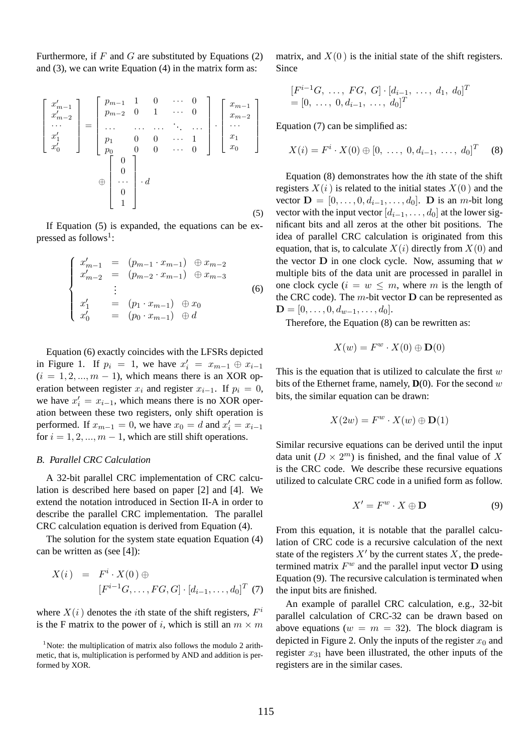Furthermore, if $F$ and $G$ are substituted by Equations (2) and (3), we can write Equation (4) in the matrix form as:

$$\begin{bmatrix} x'_{m-1} \\ x'_{m-2} \\ \cdots \\ x'_1 \\ x'_0 \end{bmatrix} = \begin{bmatrix} p_{m-1} & 1 & 0 & \cdots & 0 \\ p_{m-2} & 0 & 1 & \cdots & 0 \\ \cdots & \cdots & \cdots & \ddots & \cdots \\ p_1 & 0 & 0 & \cdots & 1 \\ p_0 & 0 & 0 & \cdots & 0 \end{bmatrix} \cdot \begin{bmatrix} x_{m-1} \\ x_{m-2} \\ \cdots \\ x_1 \\ x_0 \end{bmatrix} \oplus \begin{bmatrix} 0 \\ 0 \\ \cdots \\ 0 \\ 1 \end{bmatrix} \cdot d \tag{5}$$

If Equation (5) is expanded, the equations can be expressed as follows[1]:

$$\begin{cases} x'_{m-1} &= (p_{m-1} \cdot x_{m-1}) \oplus x_{m-2} \\ x'_{m-2} &= (p_{m-2} \cdot x_{m-1}) \oplus x_{m-3} \\ &\vdots \\ x'_1 &= (p_1 \cdot x_{m-1}) \oplus x_0 \\ x'_0 &= (p_0 \cdot x_{m-1}) \oplus d \end{cases} \tag{6}$$

Equation (6) exactly coincides with the LFSRs depicted in Figure 1. If $p_i = 1$, we have $x'_i = x_{m-1} \oplus x_{i-1}$ ($i = 1, 2, ..., m-1$), which means there is an XOR operation between register $x_i$ and register $x_{i-1}$. If $p_i = 0$, we have $x'_i = x_{i-1}$, which means there is no XOR operation between these two registers, only shift operation is performed. If $x_{m-1} = 0$, we have $x_0 = d$ and $x'_i = x_{i-1}$ for $i = 1, 2, ..., m-1$, which are still shift operations.

### *B. Parallel CRC Calculation*

A 32-bit parallel CRC implementation of CRC calculation is described here based on paper [2] and [4]. We extend the notation introduced in Section II-A in order to describe the parallel CRC implementation. The parallel CRC calculation equation is derived from Equation (4).

The solution for the system state equation Equation (4) can be written as (see [4]):

$$X(i) = F^i \cdot X(0) \oplus [F^{i-1}G, \ldots, FG, G] \cdot [d_{i-1}, \ldots, d_0]^T \tag{7}$$

where $X(i)$ denotes the $i$th state of the shift registers, $F^i$ is the F matrix to the power of $i$, which is still an $m \times m$ matrix, and $X(0)$ is the initial state of the shift registers. Since

$$[F^{i-1}G, \ldots, FG, G] \cdot [d_{i-1}, \ldots, d_1, d_0]^T = [0, \ldots, 0, d_{i-1}, \ldots, d_0]^T$$

Equation (7) can be simplified as:

$$X(i) = F^i \cdot X(0) \oplus [0, \ldots, 0, d_{i-1}, \ldots, d_0]^T \tag{8}$$

Equation (8) demonstrates how the *i*th state of the shift registers $X(i)$ is related to the initial states $X(0)$ and the vector $\mathbf{D} = [0, \ldots, 0, d_{i-1}, \ldots, d_0]$. $\mathbf{D}$ is an $m$-bit long vector with the input vector $[d_{i-1}, \ldots, d_0]$ at the lower significant bits and all zeros at the other bit positions. The idea of parallel CRC calculation is originated from this equation, that is, to calculate $X(i)$ directly from $X(0)$ and the vector $\mathbf{D}$ in one clock cycle. Now, assuming that *w* multiple bits of the data unit are processed in parallel in one clock cycle ($i = w \leq m$, where $m$ is the length of the CRC code). The $m$-bit vector $\mathbf{D}$ can be represented as $\mathbf{D} = [0, \ldots, 0, d_{w-1}, \ldots, d_0]$.

Therefore, the Equation (8) can be rewritten as:

$$X(w) = F^w \cdot X(0) \oplus \mathbf{D}(0)$$

This is the equation that is utilized to calculate the first $w$ bits of the Ethernet frame, namely, $\mathbf{D}(0)$. For the second $w$ bits, the similar equation can be drawn:

$$X(2w) = F^w \cdot X(w) \oplus \mathbf{D}(1)$$

Similar recursive equations can be derived until the input data unit ($D \times 2^m$) is finished, and the final value of $X$ is the CRC code. We describe these recursive equations utilized to calculate CRC code in a unified form as follow.

$$X' = F^w \cdot X \oplus \mathbf{D} \tag{9}$$

From this equation, it is notable that the parallel calculation of CRC code is a recursive calculation of the next state of the registers $X'$ by the current states $X$, the predetermined matrix $F^w$ and the parallel input vector $\mathbf{D}$ using Equation (9). The recursive calculation is terminated when the input bits are finished.

An example of parallel CRC calculation, e.g., 32-bit parallel calculation of CRC-32 can be drawn based on above equations ($w = m = 32$). The block diagram is depicted in Figure 2. Only the inputs of the register $x_0$ and register $x_{31}$ have been illustrated, the other inputs of the registers are in the similar cases.

[1] Note: the multiplication of matrix also follows the modulo 2 arithmetic, that is, multiplication is performed by AND and addition is performed by XOR.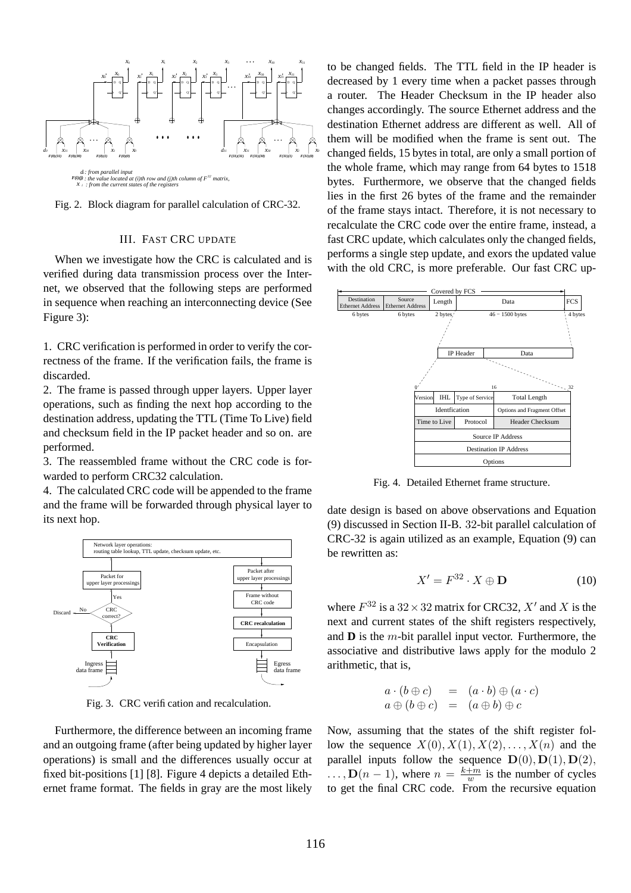Fig. 2. Block diagram for parallel calculation of CRC-32.

## III. FAST CRC UPDATE

When we investigate how the CRC is calculated and is verified during data transmission process over the Internet, we observed that the following steps are performed in sequence when reaching an interconnecting device (See Figure 3):

1. CRC verification is performed in order to verify the correctness of the frame. If the verification fails, the frame is discarded.
2. The frame is passed through upper layers. Upper layer operations, such as finding the next hop according to the destination address, updating the TTL (Time To Live) field and checksum field in the IP packet header and so on. are performed.
3. The reassembled frame without the CRC code is forwarded to perform CRC32 calculation.
4. The calculated CRC code will be appended to the frame and the frame will be forwarded through physical layer to its next hop.

Fig. 3. CRC verification and recalculation.

Furthermore, the difference between an incoming frame and an outgoing frame (after being updated by higher layer operations) is small and the differences usually occur at fixed bit-positions [1] [8]. Figure 4 depicts a detailed Ethernet frame format. The fields in gray are the most likely to be changed fields. The TTL field in the IP header is decreased by 1 every time when a packet passes through a router. The Header Checksum in the IP header also changes accordingly. The source Ethernet address and the destination Ethernet address are different as well. All of them will be modified when the frame is sent out. The changed fields, 15 bytes in total, are only a small portion of the whole frame, which may range from 64 bytes to 1518 bytes. Furthermore, we observe that the changed fields lies in the first 26 bytes of the frame and the remainder of the frame stays intact. Therefore, it is not necessary to recalculate the CRC code over the entire frame, instead, a fast CRC update, which calculates only the changed fields, performs a single step update, and exors the updated value with the old CRC, is more preferable. Our fast CRC update design is based on above observations and Equation (9) discussed in Section II-B. 32-bit parallel calculation of CRC-32 is again utilized as an example, Equation (9) can be rewritten as:

Fig. 4. Detailed Ethernet frame structure.

$$X' = F^{32} \cdot X \oplus \mathbf{D} \tag{10}$$

where $F^{32}$ is a $32 \times 32$ matrix for CRC32, $X'$ and $X$ is the next and current states of the shift registers respectively, and $\mathbf{D}$ is the $m$-bit parallel input vector. Furthermore, the associative and distributive laws apply for the modulo 2 arithmetic, that is,

$$\begin{aligned} a \cdot (b \oplus c) &= (a \cdot b) \oplus (a \cdot c) \\ a \oplus (b \oplus c) &= (a \oplus b) \oplus c \end{aligned}$$

Now, assuming that the states of the shift register follow the sequence $X(0), X(1), X(2), \ldots, X(n)$ and the parallel inputs follow the sequence $\mathbf{D}(0), \mathbf{D}(1), \mathbf{D}(2), \ldots, \mathbf{D}(n-1)$, where $n = \frac{k+m}{w}$ is the number of cycles to get the final CRC code. From the recursive equation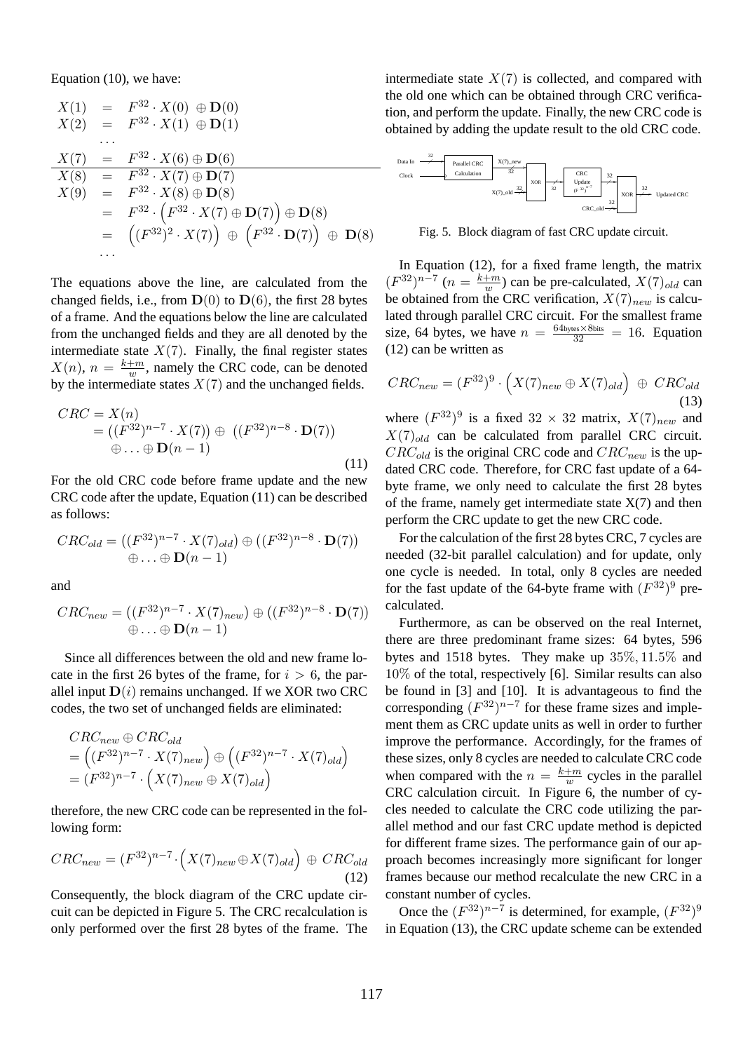Equation (10), we have:

$$
\begin{array}{rcl}
X(1) & = & F^{32} \cdot X(0) \ \oplus \mathbf{D}(0) \\
X(2) & = & F^{32} \cdot X(1) \ \oplus \mathbf{D}(1) \\
 & \cdots & \\
X(7) & = & F^{32} \cdot X(6) \oplus \mathbf{D}(6) \\
\hline
X(8) & = & F^{32} \cdot X(7) \oplus \mathbf{D}(7) \\
X(9) & = & F^{32} \cdot X(8) \oplus \mathbf{D}(8) \\
 & = & F^{32} \cdot \left( F^{32} \cdot X(7) \oplus \mathbf{D}(7) \right) \oplus \mathbf{D}(8) \\
 & = & \left( (F^{32})^2 \cdot X(7) \right) \ \oplus \ \left( F^{32} \cdot \mathbf{D}(7) \right) \ \oplus \ \mathbf{D}(8) \\
 & \cdots &
\end{array}
$$

The equations above the line, are calculated from the changed fields, i.e., from $\mathbf{D}(0)$ to $\mathbf{D}(6)$, the first 28 bytes of a frame. And the equations below the line are calculated from the unchanged fields and they are all denoted by the intermediate state $X(7)$. Finally, the final register states $X(n)$, $n = \frac{k+m}{w}$, namely the CRC code, can be denoted by the intermediate states $X(7)$ and the unchanged fields.

$$
\begin{aligned}
CRC &= X(n) \\
&= ((F^{32})^{n-7} \cdot X(7)) \oplus \ ((F^{32})^{n-8} \cdot \mathbf{D}(7)) \\
&\quad \oplus \ldots \oplus \mathbf{D}(n-1)
\end{aligned} \tag{11}
$$

For the old CRC code before frame update and the new CRC code after the update, Equation (11) can be described as follows:

$$
\begin{aligned}
CRC_{old} = &\left((F^{32})^{n-7} \cdot X(7)_{old}\right) \oplus \left((F^{32})^{n-8} \cdot \mathbf{D}(7)\right) \\
&\oplus \ldots \oplus \mathbf{D}(n-1)
\end{aligned}
$$

and

$$
\begin{aligned}
CRC_{new} = &\left((F^{32})^{n-7} \cdot X(7)_{new}\right) \oplus \left((F^{32})^{n-8} \cdot \mathbf{D}(7)\right) \\
&\oplus \ldots \oplus \mathbf{D}(n-1)
\end{aligned}
$$

Since all differences between the old and new frame locate in the first 26 bytes of the frame, for $i > 6$, the parallel input $\mathbf{D}(i)$ remains unchanged. If we XOR two CRC codes, the two set of unchanged fields are eliminated:

$$
\begin{aligned}
&CRC_{new} \oplus CRC_{old} \\
&= \left((F^{32})^{n-7} \cdot X(7)_{new}\right) \oplus \left((F^{32})^{n-7} \cdot X(7)_{old}\right) \\
&= (F^{32})^{n-7} \cdot \left(X(7)_{new} \oplus X(7)_{old}\right)
\end{aligned}
$$

therefore, the new CRC code can be represented in the following form:

$$
CRC_{new} = (F^{32})^{n-7} \cdot \left(X(7)_{new} \oplus X(7)_{old}\right) \ \oplus \ CRC_{old} \tag{12}
$$

Consequently, the block diagram of the CRC update circuit can be depicted in Figure 5. The CRC recalculation is only performed over the first 28 bytes of the frame. The intermediate state $X(7)$ is collected, and compared with the old one which can be obtained through CRC verification, and perform the update. Finally, the new CRC code is obtained by adding the update result to the old CRC code.

Fig. 5. Block diagram of fast CRC update circuit.

In Equation (12), for a fixed frame length, the matrix $(F^{32})^{n-7}$ ($n = \frac{k+m}{w}$) can be pre-calculated, $X(7)_{old}$ can be obtained from the CRC verification, $X(7)_{new}$ is calculated through parallel CRC circuit. For the smallest frame size, 64 bytes, we have $n = \frac{64\text{bytes} \times 8\text{bits}}{32} = 16$. Equation (12) can be written as

$$
CRC_{new} = (F^{32})^{9} \cdot \left(X(7)_{new} \oplus X(7)_{old}\right) \ \oplus \ CRC_{old} \tag{13}
$$

where $(F^{32})^{9}$ is a fixed $32 \times 32$ matrix, $X(7)_{new}$ and $X(7)_{old}$ can be calculated from parallel CRC circuit. $CRC_{old}$ is the original CRC code and $CRC_{new}$ is the updated CRC code. Therefore, for CRC fast update of a 64-byte frame, we only need to calculate the first 28 bytes of the frame, namely get intermediate state X(7) and then perform the CRC update to get the new CRC code.

For the calculation of the first 28 bytes CRC, 7 cycles are needed (32-bit parallel calculation) and for update, only one cycle is needed. In total, only 8 cycles are needed for the fast update of the 64-byte frame with $(F^{32})^{9}$ pre-calculated.

Furthermore, as can be observed on the real Internet, there are three predominant frame sizes: 64 bytes, 596 bytes and 1518 bytes. They make up $35\%, 11.5\%$ and $10\%$ of the total, respectively [6]. Similar results can also be found in [3] and [10]. It is advantageous to find the corresponding $(F^{32})^{n-7}$ for these frame sizes and implement them as CRC update units as well in order to further improve the performance. Accordingly, for the frames of these sizes, only 8 cycles are needed to calculate CRC code when compared with the $n = \frac{k+m}{w}$ cycles in the parallel CRC calculation circuit. In Figure 6, the number of cycles needed to calculate the CRC code utilizing the parallel method and our fast CRC update method is depicted for different frame sizes. The performance gain of our approach becomes increasingly more significant for longer frames because our method recalculate the new CRC in a constant number of cycles.

Once the $(F^{32})^{n-7}$ is determined, for example, $(F^{32})^{9}$ in Equation (13), the CRC update scheme can be extended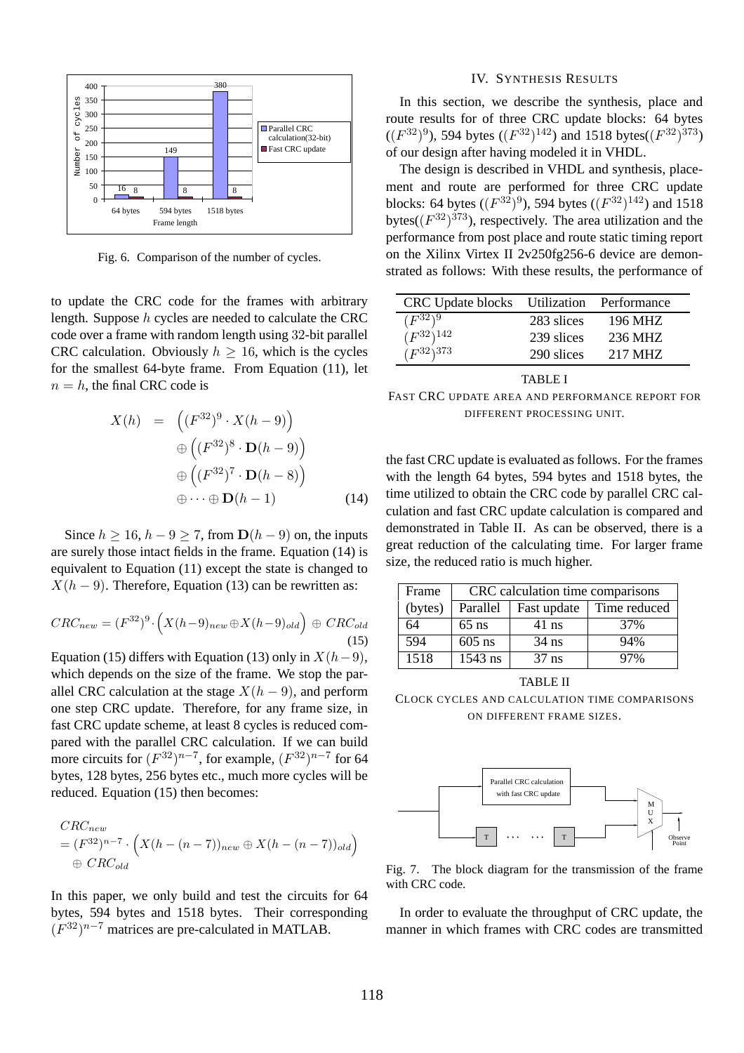Fig. 6. Comparison of the number of cycles.

to update the CRC code for the frames with arbitrary length. Suppose $h$ cycles are needed to calculate the CRC code over a frame with random length using 32-bit parallel CRC calculation. Obviously $h \geq 16$, which is the cycles for the smallest 64-byte frame. From Equation (11), let $n = h$, the final CRC code is

$$
\begin{aligned}
X(h) &= \left((F^{32})^9 \cdot X(h-9)\right) \\
&\oplus \left((F^{32})^8 \cdot \mathbf{D}(h-9)\right) \\
&\oplus \left((F^{32})^7 \cdot \mathbf{D}(h-8)\right) \\
&\oplus \cdots \oplus \mathbf{D}(h-1)
\end{aligned} \tag{14}
$$

Since $h \geq 16$, $h - 9 \geq 7$, from $\mathbf{D}(h-9)$ on, the inputs are surely those intact fields in the frame. Equation (14) is equivalent to Equation (11) except the state is changed to $X(h-9)$. Therefore, Equation (13) can be rewritten as:

$$
CRC_{new} = (F^{32})^9 \cdot \left(X(h-9)_{new} \oplus X(h-9)_{old}\right) \oplus CRC_{old} \tag{15}
$$

Equation (15) differs with Equation (13) only in $X(h-9)$, which depends on the size of the frame. We stop the parallel CRC calculation at the stage $X(h-9)$, and perform one step CRC update. Therefore, for any frame size, in fast CRC update scheme, at least 8 cycles is reduced compared with the parallel CRC calculation. If we can build more circuits for $(F^{32})^{n-7}$, for example, $(F^{32})^{n-7}$ for 64 bytes, 128 bytes, 256 bytes etc., much more cycles will be reduced. Equation (15) then becomes:

$$
\begin{aligned}
&CRC_{new} \\
&= (F^{32})^{n-7} \cdot \left(X(h-(n-7))_{new} \oplus X(h-(n-7))_{old}\right) \\
&\oplus CRC_{old}
\end{aligned}
$$

In this paper, we only build and test the circuits for 64 bytes, 594 bytes and 1518 bytes. Their corresponding $(F^{32})^{n-7}$ matrices are pre-calculated in MATLAB.

## IV. Synthesis Results

In this section, we describe the synthesis, place and route results for of three CRC update blocks: 64 bytes ($(F^{32})^9$), 594 bytes ($(F^{32})^{142}$) and 1518 bytes($(F^{32})^{373}$) of our design after having modeled it in VHDL.

The design is described in VHDL and synthesis, placement and route are performed for three CRC update blocks: 64 bytes ($(F^{32})^9$), 594 bytes ($(F^{32})^{142}$) and 1518 bytes($(F^{32})^{373}$), respectively. The area utilization and the performance from post place and route static timing report on the Xilinx Virtex II 2v250fg256-6 device are demonstrated as follows: With these results, the performance of

| CRC Update blocks | Utilization | Performance |
|---|---|---|
| $(F^{32})^9$ | 283 slices | 196 MHZ |
| $(F^{32})^{142}$ | 239 slices | 236 MHZ |
| $(F^{32})^{373}$ | 290 slices | 217 MHZ |

TABLE I
FAST CRC UPDATE AREA AND PERFORMANCE REPORT FOR DIFFERENT PROCESSING UNIT.

the fast CRC update is evaluated as follows. For the frames with the length 64 bytes, 594 bytes and 1518 bytes, the time utilized to obtain the CRC code by parallel CRC calculation and fast CRC update calculation is compared and demonstrated in Table II. As can be observed, there is a great reduction of the calculating time. For larger frame size, the reduced ratio is much higher.

| Frame | CRC calculation time comparisons | | |
|---|---|---|---|
| (bytes) | Parallel | Fast update | Time reduced |
| 64 | 65 ns | 41 ns | 37% |
| 594 | 605 ns | 34 ns | 94% |
| 1518 | 1543 ns | 37 ns | 97% |

TABLE II
CLOCK CYCLES AND CALCULATION TIME COMPARISONS ON DIFFERENT FRAME SIZES.

Fig. 7. The block diagram for the transmission of the frame with CRC code.

In order to evaluate the throughput of CRC update, the manner in which frames with CRC codes are transmitted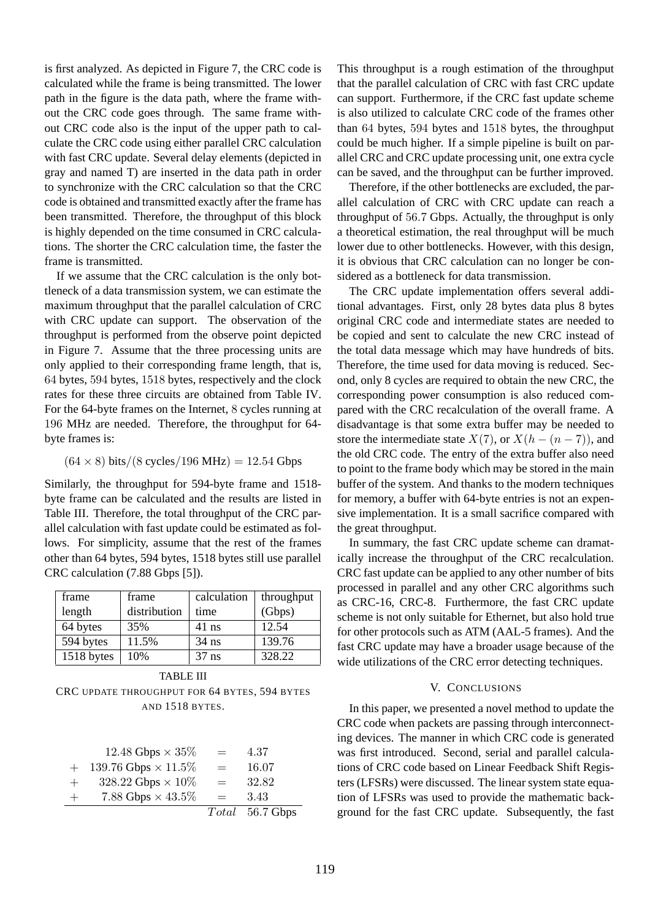is first analyzed. As depicted in Figure 7, the CRC code is calculated while the frame is being transmitted. The lower path in the figure is the data path, where the frame without the CRC code goes through. The same frame without CRC code also is the input of the upper path to calculate the CRC code using either parallel CRC calculation with fast CRC update. Several delay elements (depicted in gray and named T) are inserted in the data path in order to synchronize with the CRC calculation so that the CRC code is obtained and transmitted exactly after the frame has been transmitted. Therefore, the throughput of this block is highly depended on the time consumed in CRC calculations. The shorter the CRC calculation time, the faster the frame is transmitted.

If we assume that the CRC calculation is the only bottleneck of a data transmission system, we can estimate the maximum throughput that the parallel calculation of CRC with CRC update can support. The observation of the throughput is performed from the observe point depicted in Figure 7. Assume that the three processing units are only applied to their corresponding frame length, that is, $64$ bytes, $594$ bytes, $1518$ bytes, respectively and the clock rates for these three circuits are obtained from Table IV. For the 64-byte frames on the Internet, $8$ cycles running at $196$ MHz are needed. Therefore, the throughput for 64-byte frames is:

$$(64 \times 8) \text{ bits}/(8 \text{ cycles}/196 \text{ MHz}) = 12.54 \text{ Gbps}$$

Similarly, the throughput for 594-byte frame and 1518-byte frame can be calculated and the results are listed in Table III. Therefore, the total throughput of the CRC parallel calculation with fast update could be estimated as follows. For simplicity, assume that the rest of the frames other than 64 bytes, 594 bytes, 1518 bytes still use parallel CRC calculation (7.88 Gbps [5]).

| frame length | frame distribution | calculation time | throughput (Gbps) |
|---|---|---|---|
| 64 bytes | 35% | 41 ns | 12.54 |
| 594 bytes | 11.5% | 34 ns | 139.76 |
| 1518 bytes | 10% | 37 ns | 328.22 |

TABLE III
CRC UPDATE THROUGHPUT FOR 64 BYTES, 594 BYTES AND 1518 BYTES.

$$
\begin{array}{rrcl}
 & 12.48 \text{ Gbps} \times 35\% & = & 4.37 \\
+ & 139.76 \text{ Gbps} \times 11.5\% & = & 16.07 \\
+ & 328.22 \text{ Gbps} \times 10\% & = & 32.82 \\
+ & 7.88 \text{ Gbps} \times 43.5\% & = & 3.43 \\
\hline
 & & Total & 56.7 \text{ Gbps}
\end{array}
$$

This throughput is a rough estimation of the throughput that the parallel calculation of CRC with fast CRC update can support. Furthermore, if the CRC fast update scheme is also utilized to calculate CRC code of the frames other than $64$ bytes, $594$ bytes and $1518$ bytes, the throughput could be much higher. If a simple pipeline is built on parallel CRC and CRC update processing unit, one extra cycle can be saved, and the throughput can be further improved.

Therefore, if the other bottlenecks are excluded, the parallel calculation of CRC with CRC update can reach a throughput of $56.7$ Gbps. Actually, the throughput is only a theoretical estimation, the real throughput will be much lower due to other bottlenecks. However, with this design, it is obvious that CRC calculation can no longer be considered as a bottleneck for data transmission.

The CRC update implementation offers several additional advantages. First, only 28 bytes data plus 8 bytes original CRC code and intermediate states are needed to be copied and sent to calculate the new CRC instead of the total data message which may have hundreds of bits. Therefore, the time used for data moving is reduced. Second, only 8 cycles are required to obtain the new CRC, the corresponding power consumption is also reduced compared with the CRC recalculation of the overall frame. A disadvantage is that some extra buffer may be needed to store the intermediate state $X(7)$, or $X(h-(n-7))$, and the old CRC code. The entry of the extra buffer also need to point to the frame body which may be stored in the main buffer of the system. And thanks to the modern techniques for memory, a buffer with 64-byte entries is not an expensive implementation. It is a small sacrifice compared with the great throughput.

In summary, the fast CRC update scheme can dramatically increase the throughput of the CRC recalculation. CRC fast update can be applied to any other number of bits processed in parallel and any other CRC algorithms such as CRC-16, CRC-8. Furthermore, the fast CRC update scheme is not only suitable for Ethernet, but also hold true for other protocols such as ATM (AAL-5 frames). And the fast CRC update may have a broader usage because of the wide utilizations of the CRC error detecting techniques.

## V. CONCLUSIONS

In this paper, we presented a novel method to update the CRC code when packets are passing through interconnecting devices. The manner in which CRC code is generated was first introduced. Second, serial and parallel calculations of CRC code based on Linear Feedback Shift Registers (LFSRs) were discussed. The linear system state equation of LFSRs was used to provide the mathematic background for the fast CRC update. Subsequently, the fast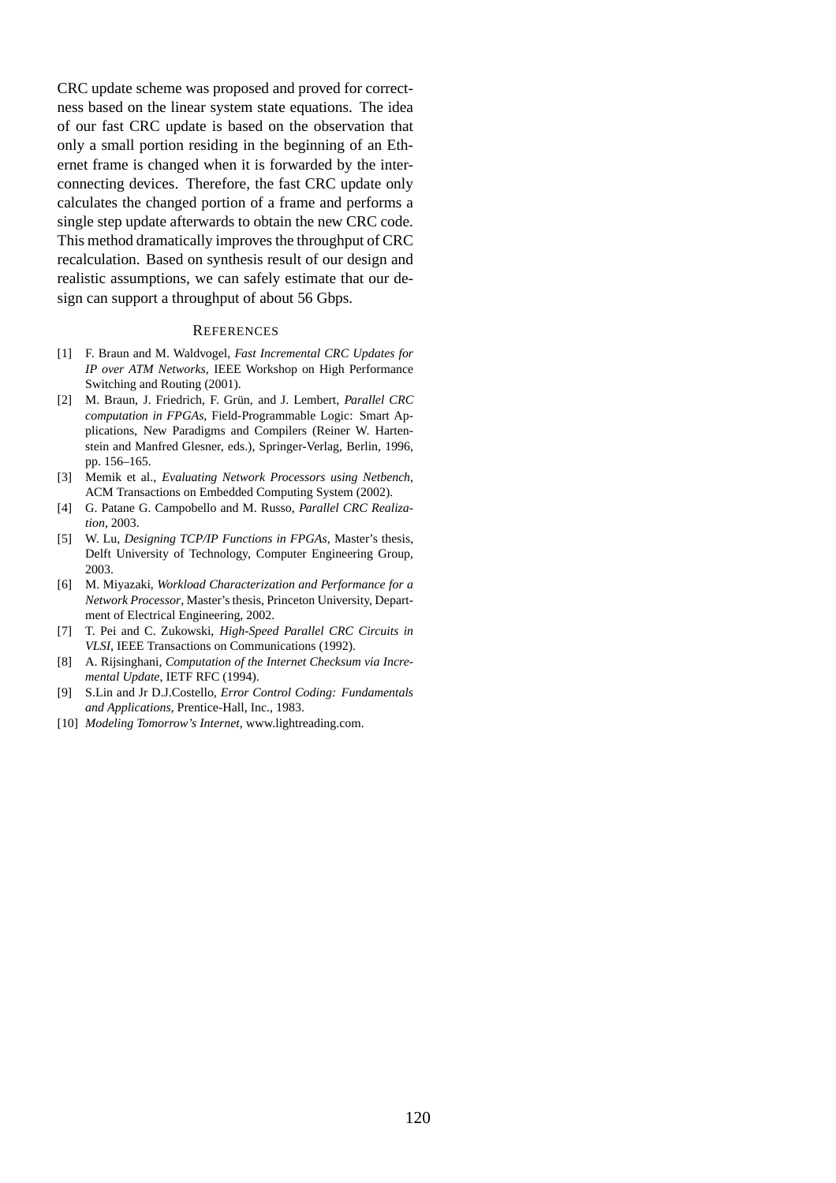CRC update scheme was proposed and proved for correctness based on the linear system state equations. The idea of our fast CRC update is based on the observation that only a small portion residing in the beginning of an Ethernet frame is changed when it is forwarded by the interconnecting devices. Therefore, the fast CRC update only calculates the changed portion of a frame and performs a single step update afterwards to obtain the new CRC code. This method dramatically improves the throughput of CRC recalculation. Based on synthesis result of our design and realistic assumptions, we can safely estimate that our design can support a throughput of about 56 Gbps.

## References

[1] F. Braun and M. Waldvogel, *Fast Incremental CRC Updates for IP over ATM Networks*, IEEE Workshop on High Performance Switching and Routing (2001).

[2] M. Braun, J. Friedrich, F. Grün, and J. Lembert, *Parallel CRC computation in FPGAs*, Field-Programmable Logic: Smart Applications, New Paradigms and Compilers (Reiner W. Hartenstein and Manfred Glesner, eds.), Springer-Verlag, Berlin, 1996, pp. 156–165.

[3] Memik et al., *Evaluating Network Processors using Netbench*, ACM Transactions on Embedded Computing System (2002).

[4] G. Patane G. Campobello and M. Russo, *Parallel CRC Realization*, 2003.

[5] W. Lu, *Designing TCP/IP Functions in FPGAs*, Master's thesis, Delft University of Technology, Computer Engineering Group, 2003.

[6] M. Miyazaki, *Workload Characterization and Performance for a Network Processor*, Master's thesis, Princeton University, Department of Electrical Engineering, 2002.

[7] T. Pei and C. Zukowski, *High-Speed Parallel CRC Circuits in VLSI*, IEEE Transactions on Communications (1992).

[8] A. Rijsinghani, *Computation of the Internet Checksum via Incremental Update*, IETF RFC (1994).

[9] S.Lin and Jr D.J.Costello, *Error Control Coding: Fundamentals and Applications*, Prentice-Hall, Inc., 1983.

[10] *Modeling Tomorrow's Internet*, www.lightreading.com.